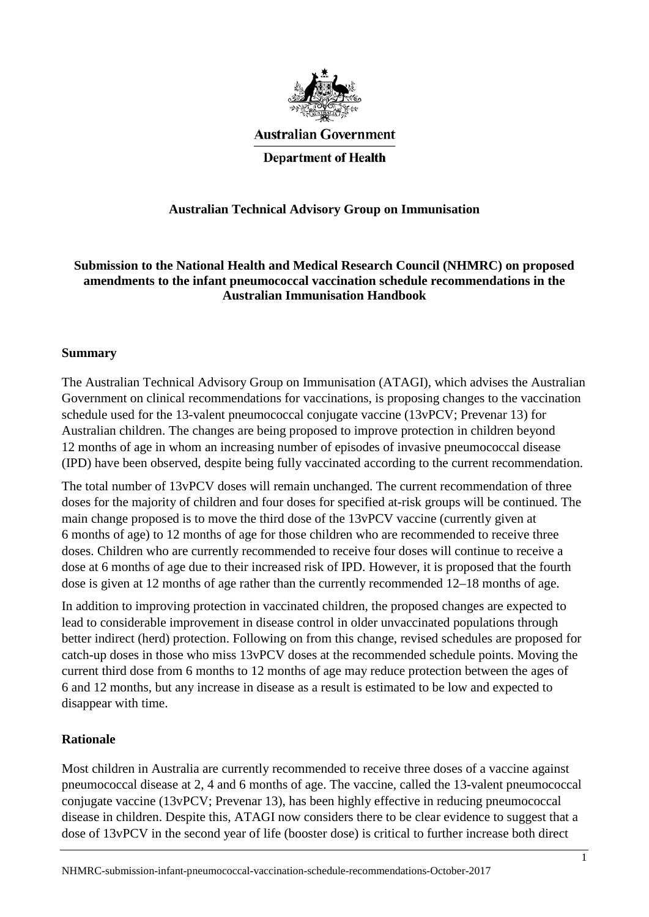Australian Government

Department of Health

**Australian Technical Advisory Group on Immunisation**

**Submission to the National Health and Medical Research Council (NHMRC) on proposed amendments to the infant pneumococcal vaccination schedule recommendations in the Australian Immunisation Handbook**

## Summary

The Australian Technical Advisory Group on Immunisation (ATAGI), which advises the Australian Government on clinical recommendations for vaccinations, is proposing changes to the vaccination schedule used for the 13-valent pneumococcal conjugate vaccine (13vPCV; Prevenar 13) for Australian children. The changes are being proposed to improve protection in children beyond 12 months of age in whom an increasing number of episodes of invasive pneumococcal disease (IPD) have been observed, despite being fully vaccinated according to the current recommendation.

The total number of 13vPCV doses will remain unchanged. The current recommendation of three doses for the majority of children and four doses for specified at-risk groups will be continued. The main change proposed is to move the third dose of the 13vPCV vaccine (currently given at 6 months of age) to 12 months of age for those children who are recommended to receive three doses. Children who are currently recommended to receive four doses will continue to receive a dose at 6 months of age due to their increased risk of IPD. However, it is proposed that the fourth dose is given at 12 months of age rather than the currently recommended 12–18 months of age.

In addition to improving protection in vaccinated children, the proposed changes are expected to lead to considerable improvement in disease control in older unvaccinated populations through better indirect (herd) protection. Following on from this change, revised schedules are proposed for catch-up doses in those who miss 13vPCV doses at the recommended schedule points. Moving the current third dose from 6 months to 12 months of age may reduce protection between the ages of 6 and 12 months, but any increase in disease as a result is estimated to be low and expected to disappear with time.

## Rationale

Most children in Australia are currently recommended to receive three doses of a vaccine against pneumococcal disease at 2, 4 and 6 months of age. The vaccine, called the 13-valent pneumococcal conjugate vaccine (13vPCV; Prevenar 13), has been highly effective in reducing pneumococcal disease in children. Despite this, ATAGI now considers there to be clear evidence to suggest that a dose of 13vPCV in the second year of life (booster dose) is critical to further increase both direct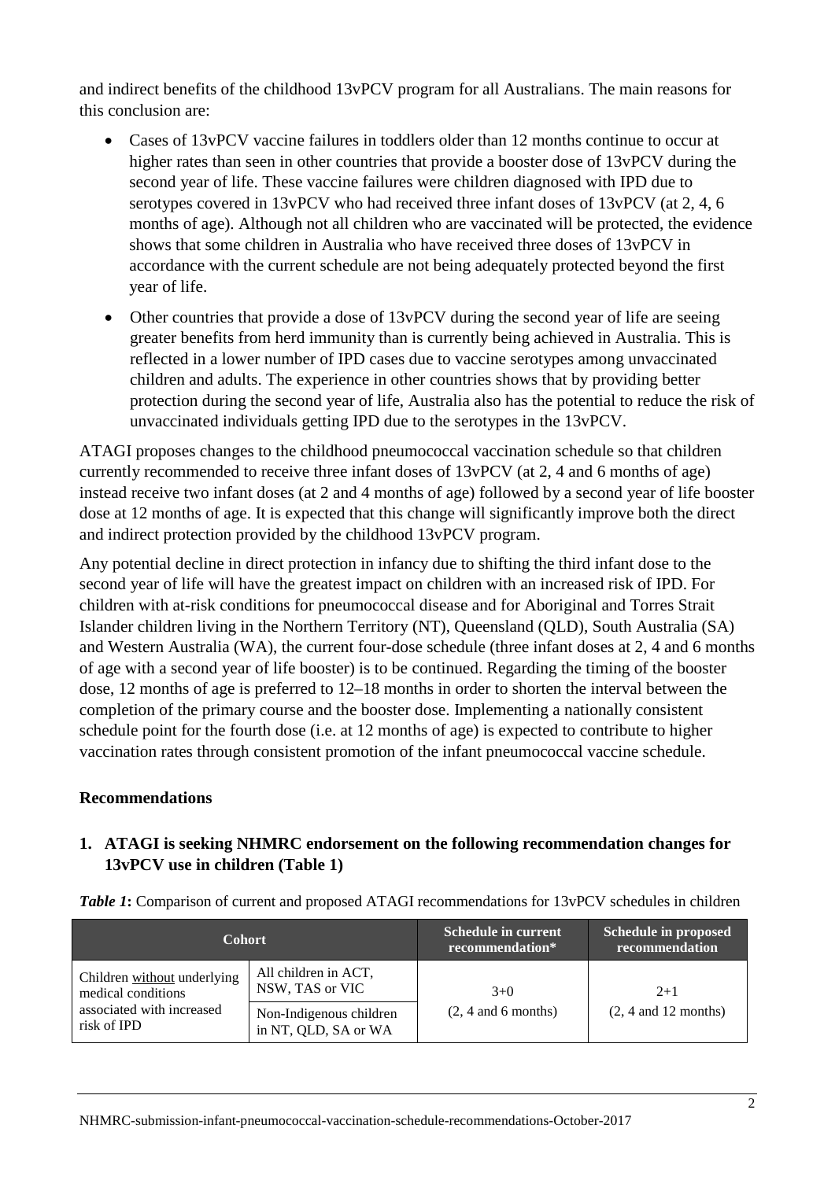and indirect benefits of the childhood 13vPCV program for all Australians. The main reasons for this conclusion are:

- Cases of 13vPCV vaccine failures in toddlers older than 12 months continue to occur at higher rates than seen in other countries that provide a booster dose of 13vPCV during the second year of life. These vaccine failures were children diagnosed with IPD due to serotypes covered in 13vPCV who had received three infant doses of 13vPCV (at 2, 4, 6 months of age). Although not all children who are vaccinated will be protected, the evidence shows that some children in Australia who have received three doses of 13vPCV in accordance with the current schedule are not being adequately protected beyond the first year of life.
- Other countries that provide a dose of 13vPCV during the second year of life are seeing greater benefits from herd immunity than is currently being achieved in Australia. This is reflected in a lower number of IPD cases due to vaccine serotypes among unvaccinated children and adults. The experience in other countries shows that by providing better protection during the second year of life, Australia also has the potential to reduce the risk of unvaccinated individuals getting IPD due to the serotypes in the 13vPCV.

ATAGI proposes changes to the childhood pneumococcal vaccination schedule so that children currently recommended to receive three infant doses of 13vPCV (at 2, 4 and 6 months of age) instead receive two infant doses (at 2 and 4 months of age) followed by a second year of life booster dose at 12 months of age. It is expected that this change will significantly improve both the direct and indirect protection provided by the childhood 13vPCV program.

Any potential decline in direct protection in infancy due to shifting the third infant dose to the second year of life will have the greatest impact on children with an increased risk of IPD. For children with at-risk conditions for pneumococcal disease and for Aboriginal and Torres Strait Islander children living in the Northern Territory (NT), Queensland (QLD), South Australia (SA) and Western Australia (WA), the current four-dose schedule (three infant doses at 2, 4 and 6 months of age with a second year of life booster) is to be continued. Regarding the timing of the booster dose, 12 months of age is preferred to 12–18 months in order to shorten the interval between the completion of the primary course and the booster dose. Implementing a nationally consistent schedule point for the fourth dose (i.e. at 12 months of age) is expected to contribute to higher vaccination rates through consistent promotion of the infant pneumococcal vaccine schedule.

## Recommendations

### 1. ATAGI is seeking NHMRC endorsement on the following recommendation changes for 13vPCV use in children (Table 1)

***Table 1*:** Comparison of current and proposed ATAGI recommendations for 13vPCV schedules in children

| Cohort | | Schedule in current recommendation* | Schedule in proposed recommendation |
|---|---|---|---|
| Children without underlying medical conditions associated with increased risk of IPD | All children in ACT, NSW, TAS or VIC | 3+0 (2, 4 and 6 months) | 2+1 (2, 4 and 12 months) |
| | Non-Indigenous children in NT, QLD, SA or WA | | |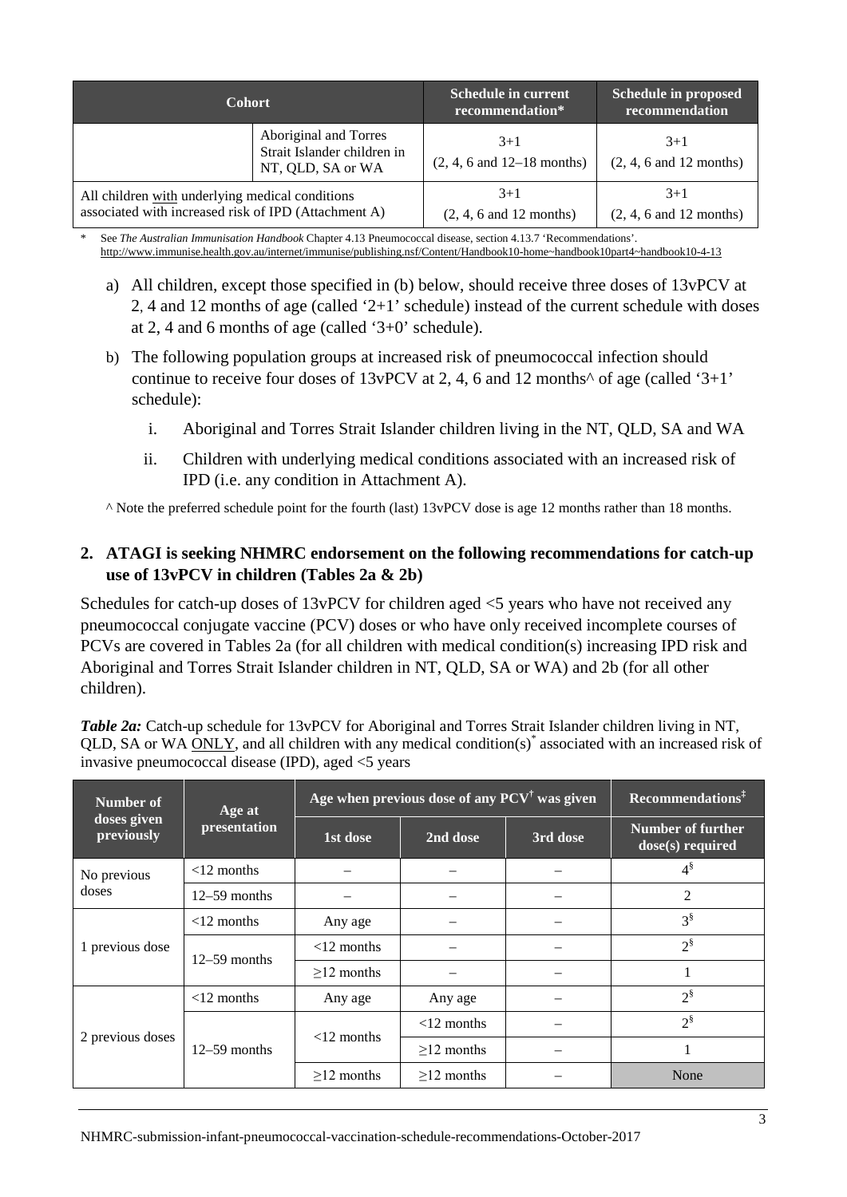| Cohort | | Schedule in current recommendation* | Schedule in proposed recommendation |
|---|---|---|---|
| | Aboriginal and Torres Strait Islander children in NT, QLD, SA or WA | 3+1 (2, 4, 6 and 12–18 months) | 3+1 (2, 4, 6 and 12 months) |
| All children with underlying medical conditions associated with increased risk of IPD (Attachment A) | | 3+1 (2, 4, 6 and 12 months) | 3+1 (2, 4, 6 and 12 months) |

\* See *The Australian Immunisation Handbook* Chapter 4.13 Pneumococcal disease, section 4.13.7 'Recommendations'. http://www.immunise.health.gov.au/internet/immunise/publishing.nsf/Content/Handbook10-home~handbook10part4~handbook10-4-13

a) All children, except those specified in (b) below, should receive three doses of 13vPCV at 2, 4 and 12 months of age (called '2+1' schedule) instead of the current schedule with doses at 2, 4 and 6 months of age (called '3+0' schedule).

b) The following population groups at increased risk of pneumococcal infection should continue to receive four doses of 13vPCV at 2, 4, 6 and 12 months^ of age (called '3+1' schedule):

   i. Aboriginal and Torres Strait Islander children living in the NT, QLD, SA and WA

   ii. Children with underlying medical conditions associated with an increased risk of IPD (i.e. any condition in Attachment A).

^ Note the preferred schedule point for the fourth (last) 13vPCV dose is age 12 months rather than 18 months.

## 2. ATAGI is seeking NHMRC endorsement on the following recommendations for catch-up use of 13vPCV in children (Tables 2a & 2b)

Schedules for catch-up doses of 13vPCV for children aged <5 years who have not received any pneumococcal conjugate vaccine (PCV) doses or who have only received incomplete courses of PCVs are covered in Tables 2a (for all children with medical condition(s) increasing IPD risk and Aboriginal and Torres Strait Islander children in NT, QLD, SA or WA) and 2b (for all other children).

***Table 2a:*** Catch-up schedule for 13vPCV for Aboriginal and Torres Strait Islander children living in NT, QLD, SA or WA ONLY, and all children with any medical condition(s)* associated with an increased risk of invasive pneumococcal disease (IPD), aged <5 years

| Number of doses given previously | Age at presentation | Age when previous dose of any PCV† was given | | | Recommendations‡ |
|---|---|---|---|---|---|
| | | 1st dose | 2nd dose | 3rd dose | Number of further dose(s) required |
| No previous doses | <12 months | – | – | – | 4§ |
| | 12–59 months | – | – | – | 2 |
| 1 previous dose | <12 months | Any age | – | – | 3§ |
| | 12–59 months | <12 months | – | – | 2§ |
| | | ≥12 months | – | – | 1 |
| 2 previous doses | <12 months | Any age | Any age | – | 2§ |
| | 12–59 months | <12 months | <12 months | – | 2§ |
| | | | ≥12 months | – | 1 |
| | | ≥12 months | ≥12 months | – | None |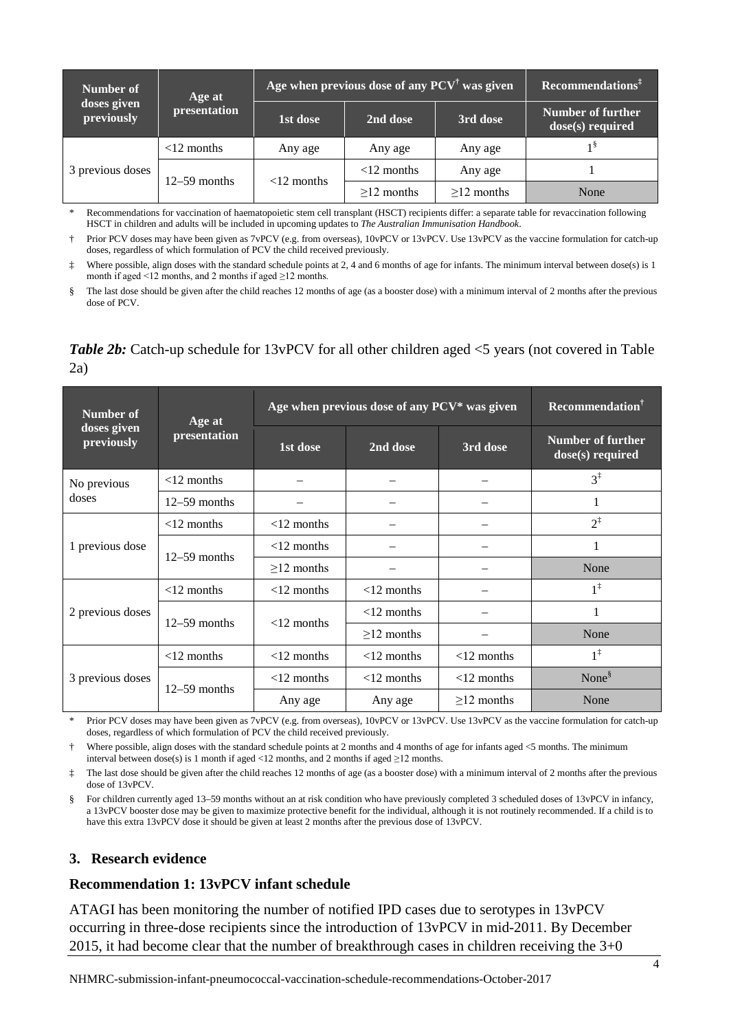| Number of doses given previously | Age at presentation | Age when previous dose of any PCV[†] was given | | | Recommendations[‡] |
|---|---|---|---|---|---|
| | | 1st dose | 2nd dose | 3rd dose | Number of further dose(s) required |
| 3 previous doses | <12 months | Any age | Any age | Any age | 1[§] |
| | 12–59 months | <12 months | <12 months | Any age | 1 |
| | | | ≥12 months | ≥12 months | None |

\* Recommendations for vaccination of haematopoietic stem cell transplant (HSCT) recipients differ: a separate table for revaccination following HSCT in children and adults will be included in upcoming updates to *The Australian Immunisation Handbook*.

† Prior PCV doses may have been given as 7vPCV (e.g. from overseas), 10vPCV or 13vPCV. Use 13vPCV as the vaccine formulation for catch-up doses, regardless of which formulation of PCV the child received previously.

‡ Where possible, align doses with the standard schedule points at 2, 4 and 6 months of age for infants. The minimum interval between dose(s) is 1 month if aged <12 months, and 2 months if aged ≥12 months.

§ The last dose should be given after the child reaches 12 months of age (as a booster dose) with a minimum interval of 2 months after the previous dose of PCV.

***Table 2b:*** Catch-up schedule for 13vPCV for all other children aged <5 years (not covered in Table 2a)

| Number of doses given previously | Age at presentation | Age when previous dose of any PCV* was given | | | Recommendation[†] |
|---|---|---|---|---|---|
| | | 1st dose | 2nd dose | 3rd dose | Number of further dose(s) required |
| No previous doses | <12 months | – | – | – | 3[‡] |
| | 12–59 months | – | – | – | 1 |
| 1 previous dose | <12 months | <12 months | – | – | 2[‡] |
| | 12–59 months | <12 months | – | – | 1 |
| | | ≥12 months | – | – | None |
| 2 previous doses | <12 months | <12 months | <12 months | – | 1[‡] |
| | 12–59 months | <12 months | <12 months | – | 1 |
| | | | ≥12 months | – | None |
| 3 previous doses | <12 months | <12 months | <12 months | <12 months | 1[‡] |
| | 12–59 months | <12 months | <12 months | <12 months | None[§] |
| | | Any age | Any age | ≥12 months | None |

\* Prior PCV doses may have been given as 7vPCV (e.g. from overseas), 10vPCV or 13vPCV. Use 13vPCV as the vaccine formulation for catch-up doses, regardless of which formulation of PCV the child received previously.

† Where possible, align doses with the standard schedule points at 2 months and 4 months of age for infants aged <5 months. The minimum interval between dose(s) is 1 month if aged <12 months, and 2 months if aged ≥12 months.

‡ The last dose should be given after the child reaches 12 months of age (as a booster dose) with a minimum interval of 2 months after the previous dose of 13vPCV.

§ For children currently aged 13–59 months without an at risk condition who have previously completed 3 scheduled doses of 13vPCV in infancy, a 13vPCV booster dose may be given to maximize protective benefit for the individual, although it is not routinely recommended. If a child is to have this extra 13vPCV dose it should be given at least 2 months after the previous dose of 13vPCV.

## 3. Research evidence

### Recommendation 1: 13vPCV infant schedule

ATAGI has been monitoring the number of notified IPD cases due to serotypes in 13vPCV occurring in three-dose recipients since the introduction of 13vPCV in mid-2011. By December 2015, it had become clear that the number of breakthrough cases in children receiving the 3+0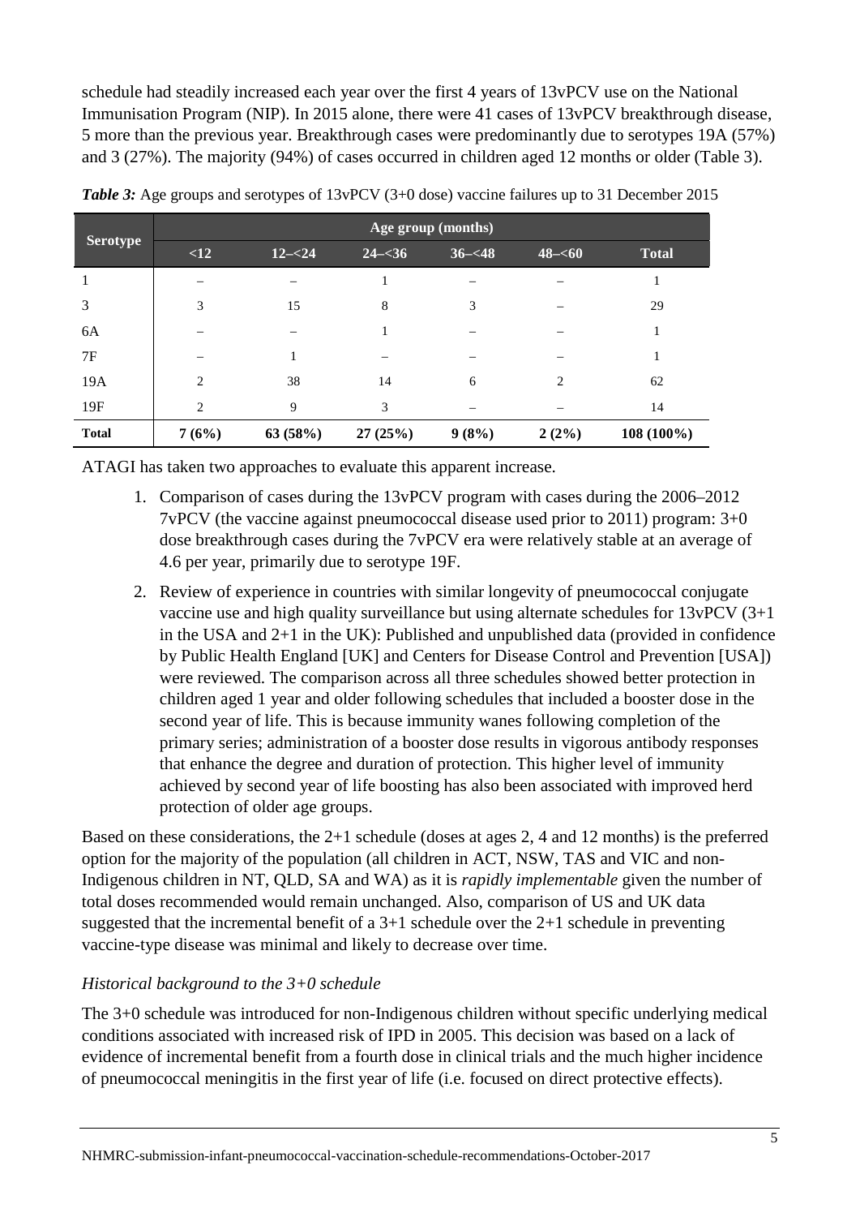schedule had steadily increased each year over the first 4 years of 13vPCV use on the National Immunisation Program (NIP). In 2015 alone, there were 41 cases of 13vPCV breakthrough disease, 5 more than the previous year. Breakthrough cases were predominantly due to serotypes 19A (57%) and 3 (27%). The majority (94%) of cases occurred in children aged 12 months or older (Table 3).

***Table 3:*** Age groups and serotypes of 13vPCV (3+0 dose) vaccine failures up to 31 December 2015

| Serotype | Age group (months) | | | | | |
|---|---|---|---|---|---|---|
| | <12 | 12–<24 | 24–<36 | 36–<48 | 48–<60 | Total |
| 1 | – | – | 1 | – | – | 1 |
| 3 | 3 | 15 | 8 | 3 | – | 29 |
| 6A | – | – | 1 | – | – | 1 |
| 7F | – | 1 | – | – | – | 1 |
| 19A | 2 | 38 | 14 | 6 | 2 | 62 |
| 19F | 2 | 9 | 3 | – | – | 14 |
| **Total** | **7 (6%)** | **63 (58%)** | **27 (25%)** | **9 (8%)** | **2 (2%)** | **108 (100%)** |

ATAGI has taken two approaches to evaluate this apparent increase.

1. Comparison of cases during the 13vPCV program with cases during the 2006–2012 7vPCV (the vaccine against pneumococcal disease used prior to 2011) program: 3+0 dose breakthrough cases during the 7vPCV era were relatively stable at an average of 4.6 per year, primarily due to serotype 19F.
2. Review of experience in countries with similar longevity of pneumococcal conjugate vaccine use and high quality surveillance but using alternate schedules for 13vPCV (3+1 in the USA and 2+1 in the UK): Published and unpublished data (provided in confidence by Public Health England [UK] and Centers for Disease Control and Prevention [USA]) were reviewed. The comparison across all three schedules showed better protection in children aged 1 year and older following schedules that included a booster dose in the second year of life. This is because immunity wanes following completion of the primary series; administration of a booster dose results in vigorous antibody responses that enhance the degree and duration of protection. This higher level of immunity achieved by second year of life boosting has also been associated with improved herd protection of older age groups.

Based on these considerations, the 2+1 schedule (doses at ages 2, 4 and 12 months) is the preferred option for the majority of the population (all children in ACT, NSW, TAS and VIC and non-Indigenous children in NT, QLD, SA and WA) as it is *rapidly implementable* given the number of total doses recommended would remain unchanged. Also, comparison of US and UK data suggested that the incremental benefit of a 3+1 schedule over the 2+1 schedule in preventing vaccine-type disease was minimal and likely to decrease over time.

*Historical background to the 3+0 schedule*

The 3+0 schedule was introduced for non-Indigenous children without specific underlying medical conditions associated with increased risk of IPD in 2005. This decision was based on a lack of evidence of incremental benefit from a fourth dose in clinical trials and the much higher incidence of pneumococcal meningitis in the first year of life (i.e. focused on direct protective effects).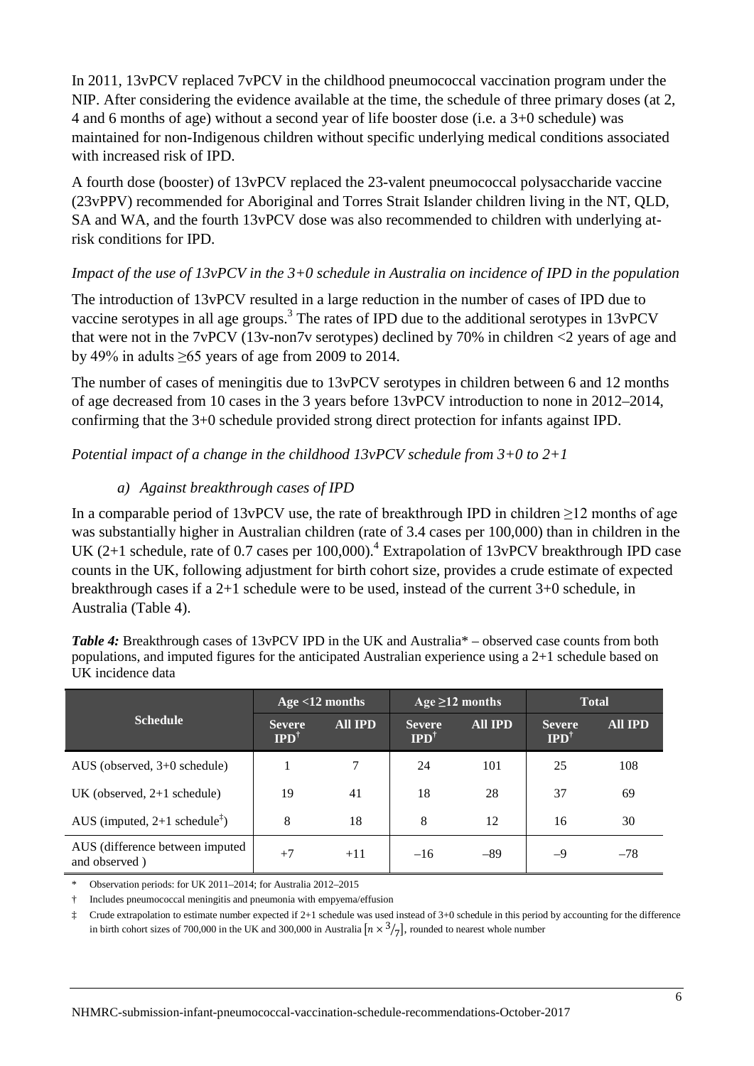In 2011, 13vPCV replaced 7vPCV in the childhood pneumococcal vaccination program under the NIP. After considering the evidence available at the time, the schedule of three primary doses (at 2, 4 and 6 months of age) without a second year of life booster dose (i.e. a 3+0 schedule) was maintained for non-Indigenous children without specific underlying medical conditions associated with increased risk of IPD.

A fourth dose (booster) of 13vPCV replaced the 23-valent pneumococcal polysaccharide vaccine (23vPPV) recommended for Aboriginal and Torres Strait Islander children living in the NT, QLD, SA and WA, and the fourth 13vPCV dose was also recommended to children with underlying at-risk conditions for IPD.

*Impact of the use of 13vPCV in the 3+0 schedule in Australia on incidence of IPD in the population*

The introduction of 13vPCV resulted in a large reduction in the number of cases of IPD due to vaccine serotypes in all age groups.[3] The rates of IPD due to the additional serotypes in 13vPCV that were not in the 7vPCV (13v-non7v serotypes) declined by 70% in children <2 years of age and by 49% in adults ≥65 years of age from 2009 to 2014.

The number of cases of meningitis due to 13vPCV serotypes in children between 6 and 12 months of age decreased from 10 cases in the 3 years before 13vPCV introduction to none in 2012–2014, confirming that the 3+0 schedule provided strong direct protection for infants against IPD.

*Potential impact of a change in the childhood 13vPCV schedule from 3+0 to 2+1*

*a) Against breakthrough cases of IPD*

In a comparable period of 13vPCV use, the rate of breakthrough IPD in children ≥12 months of age was substantially higher in Australian children (rate of 3.4 cases per 100,000) than in children in the UK (2+1 schedule, rate of 0.7 cases per 100,000).[4] Extrapolation of 13vPCV breakthrough IPD case counts in the UK, following adjustment for birth cohort size, provides a crude estimate of expected breakthrough cases if a 2+1 schedule were to be used, instead of the current 3+0 schedule, in Australia (Table 4).

***Table 4:*** Breakthrough cases of 13vPCV IPD in the UK and Australia* – observed case counts from both populations, and imputed figures for the anticipated Australian experience using a 2+1 schedule based on UK incidence data

| Schedule | Age <12 months | | Age ≥12 months | | Total | |
|---|---|---|---|---|---|---|
| | Severe IPD† | All IPD | Severe IPD† | All IPD | Severe IPD† | All IPD |
| AUS (observed, 3+0 schedule) | 1 | 7 | 24 | 101 | 25 | 108 |
| UK (observed, 2+1 schedule) | 19 | 41 | 18 | 28 | 37 | 69 |
| AUS (imputed, 2+1 schedule‡) | 8 | 18 | 8 | 12 | 16 | 30 |
| AUS (difference between imputed and observed ) | +7 | +11 | –16 | –89 | –9 | –78 |

\* Observation periods: for UK 2011–2014; for Australia 2012–2015

† Includes pneumococcal meningitis and pneumonia with empyema/effusion

‡ Crude extrapolation to estimate number expected if 2+1 schedule was used instead of 3+0 schedule in this period by accounting for the difference in birth cohort sizes of 700,000 in the UK and 300,000 in Australia $[n \times {}^{3}/_{7}]$, rounded to nearest whole number

NHMRC-submission-infant-pneumococcal-vaccination-schedule-recommendations-October-2017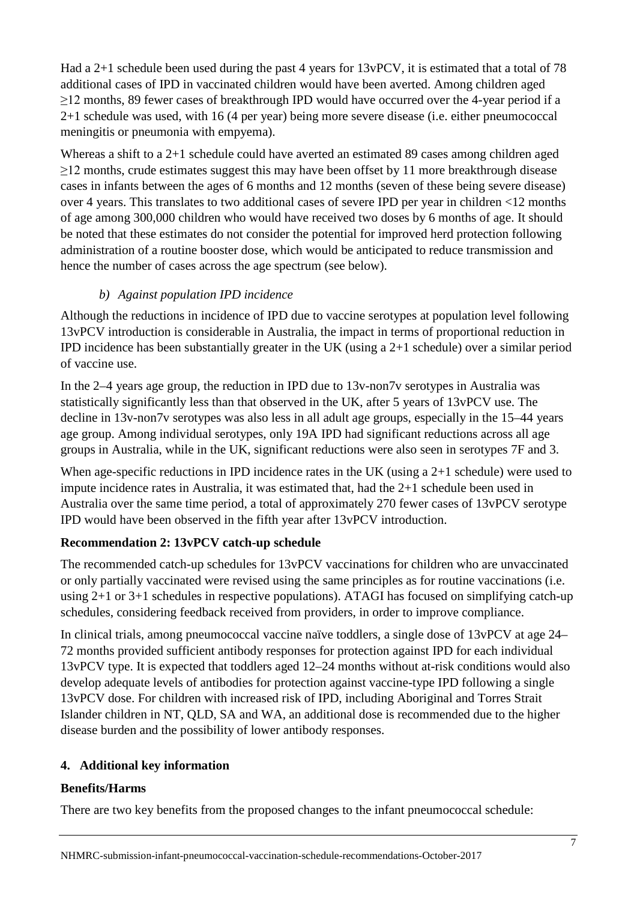Had a 2+1 schedule been used during the past 4 years for 13vPCV, it is estimated that a total of 78 additional cases of IPD in vaccinated children would have been averted. Among children aged ≥12 months, 89 fewer cases of breakthrough IPD would have occurred over the 4-year period if a 2+1 schedule was used, with 16 (4 per year) being more severe disease (i.e. either pneumococcal meningitis or pneumonia with empyema).

Whereas a shift to a 2+1 schedule could have averted an estimated 89 cases among children aged ≥12 months, crude estimates suggest this may have been offset by 11 more breakthrough disease cases in infants between the ages of 6 months and 12 months (seven of these being severe disease) over 4 years. This translates to two additional cases of severe IPD per year in children <12 months of age among 300,000 children who would have received two doses by 6 months of age. It should be noted that these estimates do not consider the potential for improved herd protection following administration of a routine booster dose, which would be anticipated to reduce transmission and hence the number of cases across the age spectrum (see below).

*b) Against population IPD incidence*

Although the reductions in incidence of IPD due to vaccine serotypes at population level following 13vPCV introduction is considerable in Australia, the impact in terms of proportional reduction in IPD incidence has been substantially greater in the UK (using a 2+1 schedule) over a similar period of vaccine use.

In the 2–4 years age group, the reduction in IPD due to 13v-non7v serotypes in Australia was statistically significantly less than that observed in the UK, after 5 years of 13vPCV use. The decline in 13v-non7v serotypes was also less in all adult age groups, especially in the 15–44 years age group. Among individual serotypes, only 19A IPD had significant reductions across all age groups in Australia, while in the UK, significant reductions were also seen in serotypes 7F and 3.

When age-specific reductions in IPD incidence rates in the UK (using a 2+1 schedule) were used to impute incidence rates in Australia, it was estimated that, had the 2+1 schedule been used in Australia over the same time period, a total of approximately 270 fewer cases of 13vPCV serotype IPD would have been observed in the fifth year after 13vPCV introduction.

**Recommendation 2: 13vPCV catch-up schedule**

The recommended catch-up schedules for 13vPCV vaccinations for children who are unvaccinated or only partially vaccinated were revised using the same principles as for routine vaccinations (i.e. using 2+1 or 3+1 schedules in respective populations). ATAGI has focused on simplifying catch-up schedules, considering feedback received from providers, in order to improve compliance.

In clinical trials, among pneumococcal vaccine naïve toddlers, a single dose of 13vPCV at age 24–72 months provided sufficient antibody responses for protection against IPD for each individual 13vPCV type. It is expected that toddlers aged 12–24 months without at-risk conditions would also develop adequate levels of antibodies for protection against vaccine-type IPD following a single 13vPCV dose. For children with increased risk of IPD, including Aboriginal and Torres Strait Islander children in NT, QLD, SA and WA, an additional dose is recommended due to the higher disease burden and the possibility of lower antibody responses.

## 4. Additional key information

**Benefits/Harms**

There are two key benefits from the proposed changes to the infant pneumococcal schedule: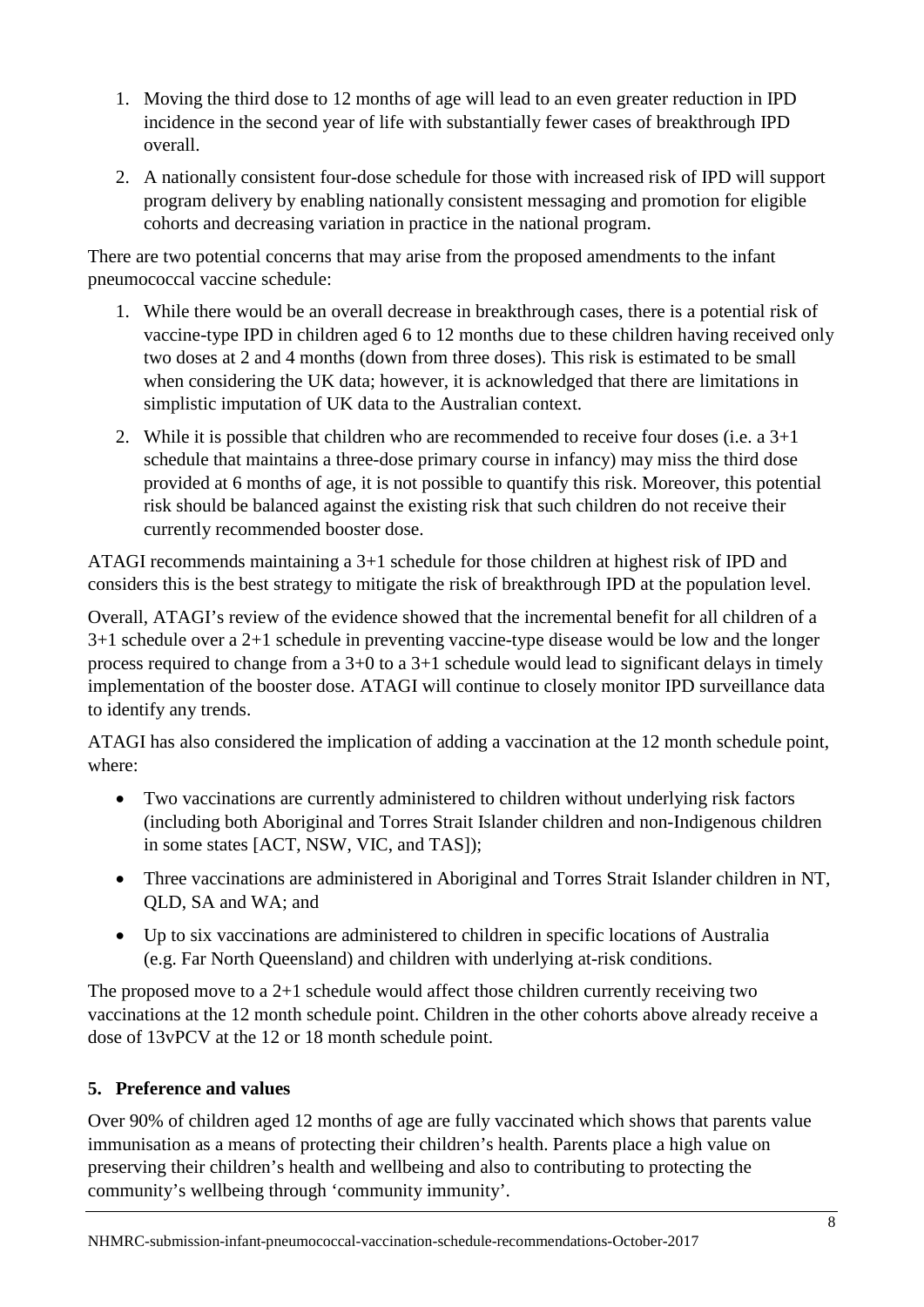1. Moving the third dose to 12 months of age will lead to an even greater reduction in IPD incidence in the second year of life with substantially fewer cases of breakthrough IPD overall.
2. A nationally consistent four-dose schedule for those with increased risk of IPD will support program delivery by enabling nationally consistent messaging and promotion for eligible cohorts and decreasing variation in practice in the national program.

There are two potential concerns that may arise from the proposed amendments to the infant pneumococcal vaccine schedule:

1. While there would be an overall decrease in breakthrough cases, there is a potential risk of vaccine-type IPD in children aged 6 to 12 months due to these children having received only two doses at 2 and 4 months (down from three doses). This risk is estimated to be small when considering the UK data; however, it is acknowledged that there are limitations in simplistic imputation of UK data to the Australian context.
2. While it is possible that children who are recommended to receive four doses (i.e. a 3+1 schedule that maintains a three-dose primary course in infancy) may miss the third dose provided at 6 months of age, it is not possible to quantify this risk. Moreover, this potential risk should be balanced against the existing risk that such children do not receive their currently recommended booster dose.

ATAGI recommends maintaining a 3+1 schedule for those children at highest risk of IPD and considers this is the best strategy to mitigate the risk of breakthrough IPD at the population level.

Overall, ATAGI's review of the evidence showed that the incremental benefit for all children of a 3+1 schedule over a 2+1 schedule in preventing vaccine-type disease would be low and the longer process required to change from a 3+0 to a 3+1 schedule would lead to significant delays in timely implementation of the booster dose. ATAGI will continue to closely monitor IPD surveillance data to identify any trends.

ATAGI has also considered the implication of adding a vaccination at the 12 month schedule point, where:

- Two vaccinations are currently administered to children without underlying risk factors (including both Aboriginal and Torres Strait Islander children and non-Indigenous children in some states [ACT, NSW, VIC, and TAS]);
- Three vaccinations are administered in Aboriginal and Torres Strait Islander children in NT, QLD, SA and WA; and
- Up to six vaccinations are administered to children in specific locations of Australia (e.g. Far North Queensland) and children with underlying at-risk conditions.

The proposed move to a 2+1 schedule would affect those children currently receiving two vaccinations at the 12 month schedule point. Children in the other cohorts above already receive a dose of 13vPCV at the 12 or 18 month schedule point.

## 5. Preference and values

Over 90% of children aged 12 months of age are fully vaccinated which shows that parents value immunisation as a means of protecting their children's health. Parents place a high value on preserving their children's health and wellbeing and also to contributing to protecting the community's wellbeing through 'community immunity'.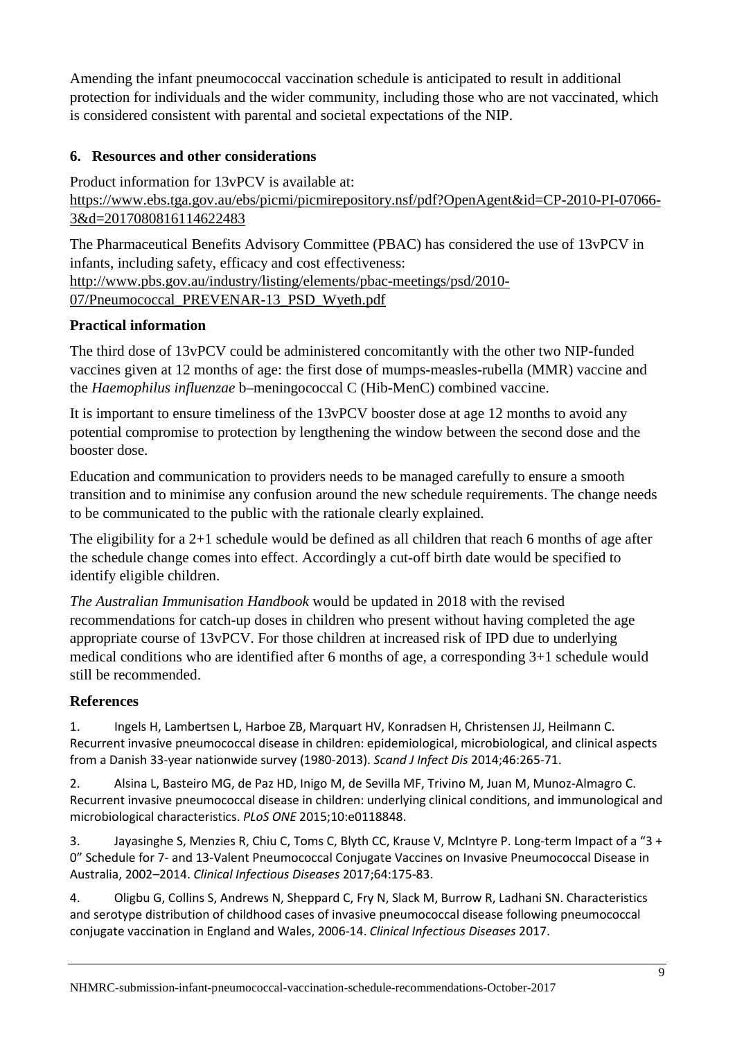Amending the infant pneumococcal vaccination schedule is anticipated to result in additional protection for individuals and the wider community, including those who are not vaccinated, which is considered consistent with parental and societal expectations of the NIP.

## 6. Resources and other considerations

Product information for 13vPCV is available at:
https://www.ebs.tga.gov.au/ebs/picmi/picmirepository.nsf/pdf?OpenAgent&id=CP-2010-PI-07066-3&d=2017080816114622483

The Pharmaceutical Benefits Advisory Committee (PBAC) has considered the use of 13vPCV in infants, including safety, efficacy and cost effectiveness:
http://www.pbs.gov.au/industry/listing/elements/pbac-meetings/psd/2010-07/Pneumococcal_PREVENAR-13_PSD_Wyeth.pdf

### Practical information

The third dose of 13vPCV could be administered concomitantly with the other two NIP-funded vaccines given at 12 months of age: the first dose of mumps-measles-rubella (MMR) vaccine and the *Haemophilus influenzae* b–meningococcal C (Hib-MenC) combined vaccine.

It is important to ensure timeliness of the 13vPCV booster dose at age 12 months to avoid any potential compromise to protection by lengthening the window between the second dose and the booster dose.

Education and communication to providers needs to be managed carefully to ensure a smooth transition and to minimise any confusion around the new schedule requirements. The change needs to be communicated to the public with the rationale clearly explained.

The eligibility for a 2+1 schedule would be defined as all children that reach 6 months of age after the schedule change comes into effect. Accordingly a cut-off birth date would be specified to identify eligible children.

*The Australian Immunisation Handbook* would be updated in 2018 with the revised recommendations for catch-up doses in children who present without having completed the age appropriate course of 13vPCV. For those children at increased risk of IPD due to underlying medical conditions who are identified after 6 months of age, a corresponding 3+1 schedule would still be recommended.

### References

1. Ingels H, Lambertsen L, Harboe ZB, Marquart HV, Konradsen H, Christensen JJ, Heilmann C. Recurrent invasive pneumococcal disease in children: epidemiological, microbiological, and clinical aspects from a Danish 33-year nationwide survey (1980-2013). *Scand J Infect Dis* 2014;46:265-71.

2. Alsina L, Basteiro MG, de Paz HD, Inigo M, de Sevilla MF, Trivino M, Juan M, Munoz-Almagro C. Recurrent invasive pneumococcal disease in children: underlying clinical conditions, and immunological and microbiological characteristics. *PLoS ONE* 2015;10:e0118848.

3. Jayasinghe S, Menzies R, Chiu C, Toms C, Blyth CC, Krause V, McIntyre P. Long-term Impact of a "3 + 0" Schedule for 7- and 13-Valent Pneumococcal Conjugate Vaccines on Invasive Pneumococcal Disease in Australia, 2002–2014. *Clinical Infectious Diseases* 2017;64:175-83.

4. Oligbu G, Collins S, Andrews N, Sheppard C, Fry N, Slack M, Burrow R, Ladhani SN. Characteristics and serotype distribution of childhood cases of invasive pneumococcal disease following pneumococcal conjugate vaccination in England and Wales, 2006-14. *Clinical Infectious Diseases* 2017.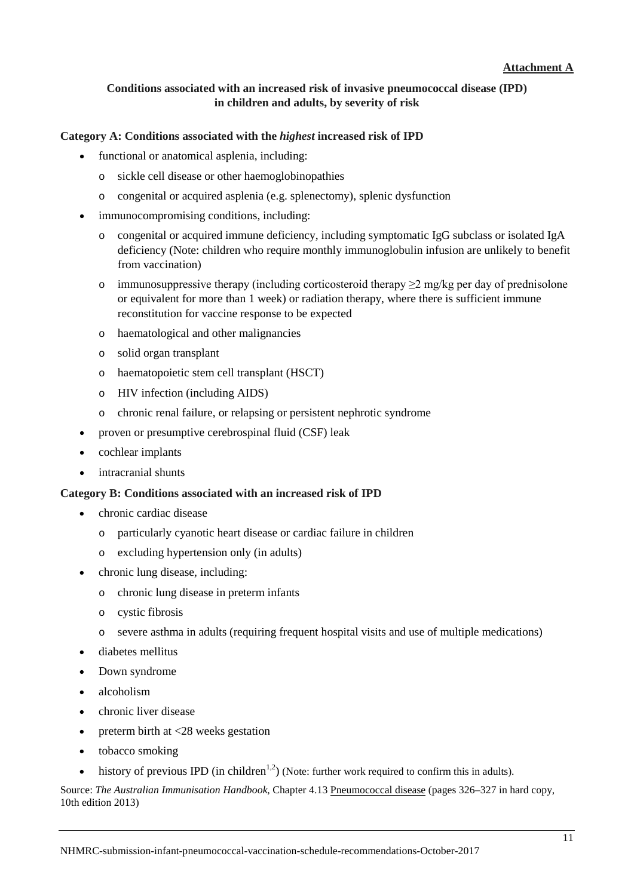**Attachment A**

## Conditions associated with an increased risk of invasive pneumococcal disease (IPD) in children and adults, by severity of risk

**Category A: Conditions associated with the *highest* increased risk of IPD**

- functional or anatomical asplenia, including:
  - sickle cell disease or other haemoglobinopathies
  - congenital or acquired asplenia (e.g. splenectomy), splenic dysfunction
- immunocompromising conditions, including:
  - congenital or acquired immune deficiency, including symptomatic IgG subclass or isolated IgA deficiency (Note: children who require monthly immunoglobulin infusion are unlikely to benefit from vaccination)
  - immunosuppressive therapy (including corticosteroid therapy $\geq$2 mg/kg per day of prednisolone or equivalent for more than 1 week) or radiation therapy, where there is sufficient immune reconstitution for vaccine response to be expected
  - haematological and other malignancies
  - solid organ transplant
  - haematopoietic stem cell transplant (HSCT)
  - HIV infection (including AIDS)
  - chronic renal failure, or relapsing or persistent nephrotic syndrome
- proven or presumptive cerebrospinal fluid (CSF) leak
- cochlear implants
- intracranial shunts

**Category B: Conditions associated with an increased risk of IPD**

- chronic cardiac disease
  - particularly cyanotic heart disease or cardiac failure in children
  - excluding hypertension only (in adults)
- chronic lung disease, including:
  - chronic lung disease in preterm infants
  - cystic fibrosis
  - severe asthma in adults (requiring frequent hospital visits and use of multiple medications)
- diabetes mellitus
- Down syndrome
- alcoholism
- chronic liver disease
- preterm birth at <28 weeks gestation
- tobacco smoking
- history of previous IPD (in children[1,2]) (Note: further work required to confirm this in adults).

Source: *The Australian Immunisation Handbook*, Chapter 4.13 Pneumococcal disease (pages 326–327 in hard copy, 10th edition 2013)